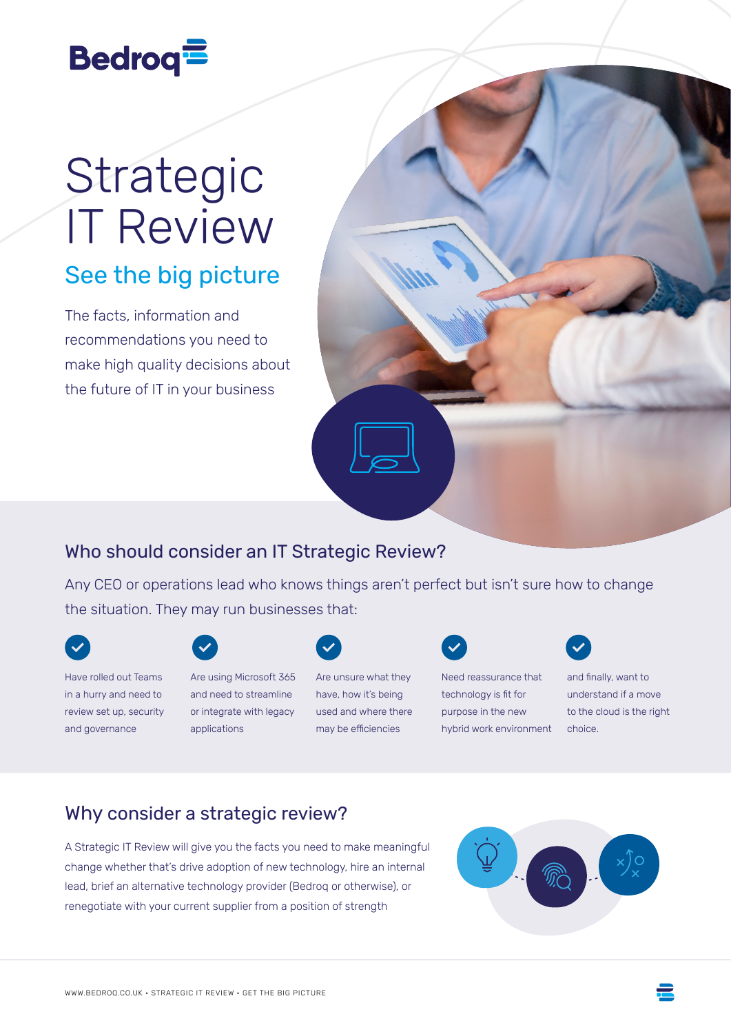Bedroq

# Strategic IT Review

## See the big picture

The facts, information and recommendations you need to make high quality decisions about the future of IT in your business

## Who should consider an IT Strategic Review?

Any CEO or operations lead who knows things aren't perfect but isn't sure how to change the situation. They may run businesses that:

- Have rolled out Teams in a hurry and need to review set up, security and governance
- Are using Microsoft 365 and need to streamline or integrate with legacy applications
- Are unsure what they have, how it's being used and where there may be efficiencies
- Need reassurance that technology is fit for purpose in the new hybrid work environment
- and finally, want to understand if a move to the cloud is the right choice.

## Why consider a strategic review?

A Strategic IT Review will give you the facts you need to make meaningful change whether that's drive adoption of new technology, hire an internal lead, brief an alternative technology provider (Bedroq or otherwise), or renegotiate with your current supplier from a position of strength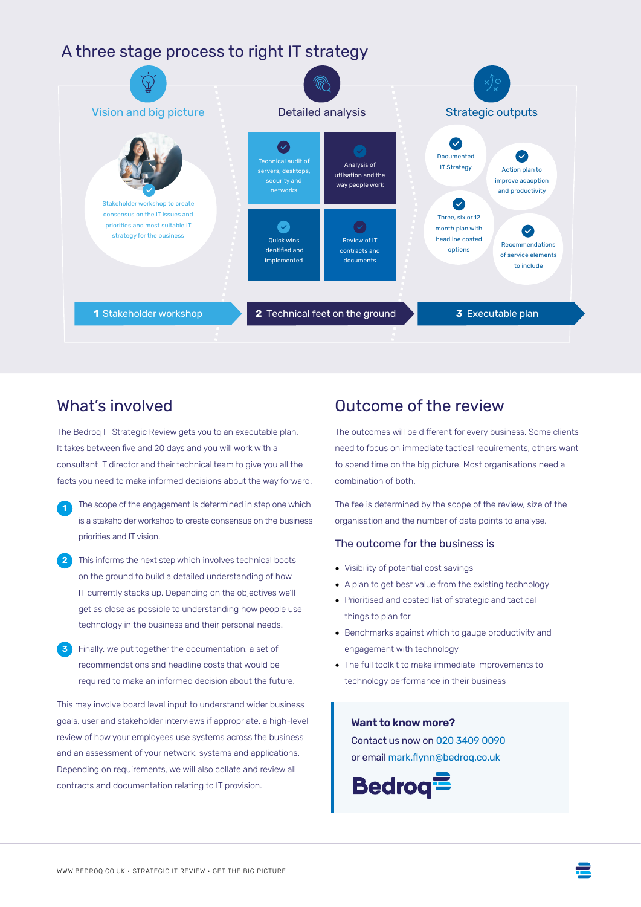## A three stage process to right IT strategy

### Vision and big picture

Stakeholder workshop to create consensus on the IT issues and priorities and most suitable IT strategy for the business

### Detailed analysis

- Technical audit of servers, desktops, security and networks
- Analysis of utlisation and the way people work
- Quick wins identified and implemented
- Review of IT contracts and documents

### Strategic outputs

- Documented IT Strategy
- Action plan to improve adaoption and productivity
- Three, six or 12 month plan with headline costed options
- Recommendations of service elements to include

**1** Stakeholder workshop

**2** Technical feet on the ground

**3** Executable plan

## What's involved

The Bedroq IT Strategic Review gets you to an executable plan. It takes between five and 20 days and you will work with a consultant IT director and their technical team to give you all the facts you need to make informed decisions about the way forward.

1. The scope of the engagement is determined in step one which is a stakeholder workshop to create consensus on the business priorities and IT vision.
2. This informs the next step which involves technical boots on the ground to build a detailed understanding of how IT currently stacks up. Depending on the objectives we'll get as close as possible to understanding how people use technology in the business and their personal needs.
3. Finally, we put together the documentation, a set of recommendations and headline costs that would be required to make an informed decision about the future.

This may involve board level input to understand wider business goals, user and stakeholder interviews if appropriate, a high-level review of how your employees use systems across the business and an assessment of your network, systems and applications. Depending on requirements, we will also collate and review all contracts and documentation relating to IT provision.

## Outcome of the review

The outcomes will be different for every business. Some clients need to focus on immediate tactical requirements, others want to spend time on the big picture. Most organisations need a combination of both.

The fee is determined by the scope of the review, size of the organisation and the number of data points to analyse.

### The outcome for the business is

- Visibility of potential cost savings
- A plan to get best value from the existing technology
- Prioritised and costed list of strategic and tactical things to plan for
- Benchmarks against which to gauge productivity and engagement with technology
- The full toolkit to make immediate improvements to technology performance in their business

**Want to know more?**

Contact us now on 020 3409 0090

or email mark.flynn@bedroq.co.uk

Bedroq